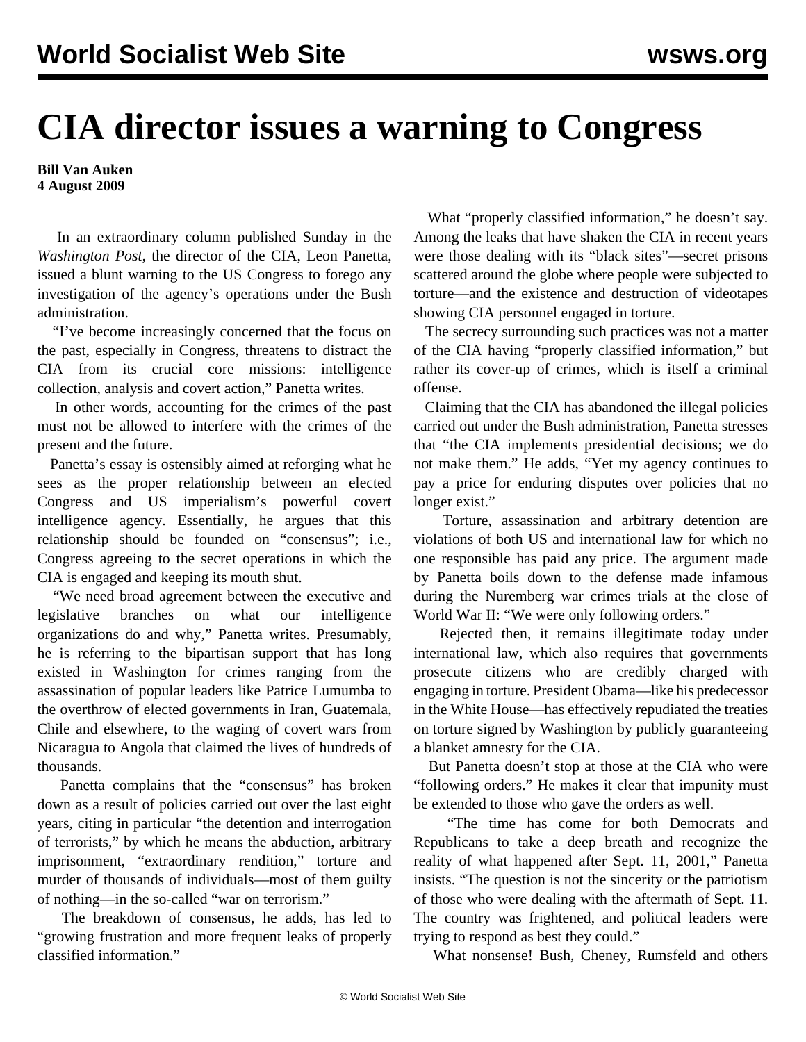# CIA director issues a warning to Congress

**Bill Van Auken**
**4 August 2009**

In an extraordinary column published Sunday in the *Washington Post*, the director of the CIA, Leon Panetta, issued a blunt warning to the US Congress to forego any investigation of the agency's operations under the Bush administration.

"I've become increasingly concerned that the focus on the past, especially in Congress, threatens to distract the CIA from its crucial core missions: intelligence collection, analysis and covert action," Panetta writes.

In other words, accounting for the crimes of the past must not be allowed to interfere with the crimes of the present and the future.

Panetta's essay is ostensibly aimed at reforging what he sees as the proper relationship between an elected Congress and US imperialism's powerful covert intelligence agency. Essentially, he argues that this relationship should be founded on "consensus"; i.e., Congress agreeing to the secret operations in which the CIA is engaged and keeping its mouth shut.

"We need broad agreement between the executive and legislative branches on what our intelligence organizations do and why," Panetta writes. Presumably, he is referring to the bipartisan support that has long existed in Washington for crimes ranging from the assassination of popular leaders like Patrice Lumumba to the overthrow of elected governments in Iran, Guatemala, Chile and elsewhere, to the waging of covert wars from Nicaragua to Angola that claimed the lives of hundreds of thousands.

Panetta complains that the "consensus" has broken down as a result of policies carried out over the last eight years, citing in particular "the detention and interrogation of terrorists," by which he means the abduction, arbitrary imprisonment, "extraordinary rendition," torture and murder of thousands of individuals—most of them guilty of nothing—in the so-called "war on terrorism."

The breakdown of consensus, he adds, has led to "growing frustration and more frequent leaks of properly classified information."

What "properly classified information," he doesn't say. Among the leaks that have shaken the CIA in recent years were those dealing with its "black sites"—secret prisons scattered around the globe where people were subjected to torture—and the existence and destruction of videotapes showing CIA personnel engaged in torture.

The secrecy surrounding such practices was not a matter of the CIA having "properly classified information," but rather its cover-up of crimes, which is itself a criminal offense.

Claiming that the CIA has abandoned the illegal policies carried out under the Bush administration, Panetta stresses that "the CIA implements presidential decisions; we do not make them." He adds, "Yet my agency continues to pay a price for enduring disputes over policies that no longer exist."

Torture, assassination and arbitrary detention are violations of both US and international law for which no one responsible has paid any price. The argument made by Panetta boils down to the defense made infamous during the Nuremberg war crimes trials at the close of World War II: "We were only following orders."

Rejected then, it remains illegitimate today under international law, which also requires that governments prosecute citizens who are credibly charged with engaging in torture. President Obama—like his predecessor in the White House—has effectively repudiated the treaties on torture signed by Washington by publicly guaranteeing a blanket amnesty for the CIA.

But Panetta doesn't stop at those at the CIA who were "following orders." He makes it clear that impunity must be extended to those who gave the orders as well.

"The time has come for both Democrats and Republicans to take a deep breath and recognize the reality of what happened after Sept. 11, 2001," Panetta insists. "The question is not the sincerity or the patriotism of those who were dealing with the aftermath of Sept. 11. The country was frightened, and political leaders were trying to respond as best they could."

What nonsense! Bush, Cheney, Rumsfeld and others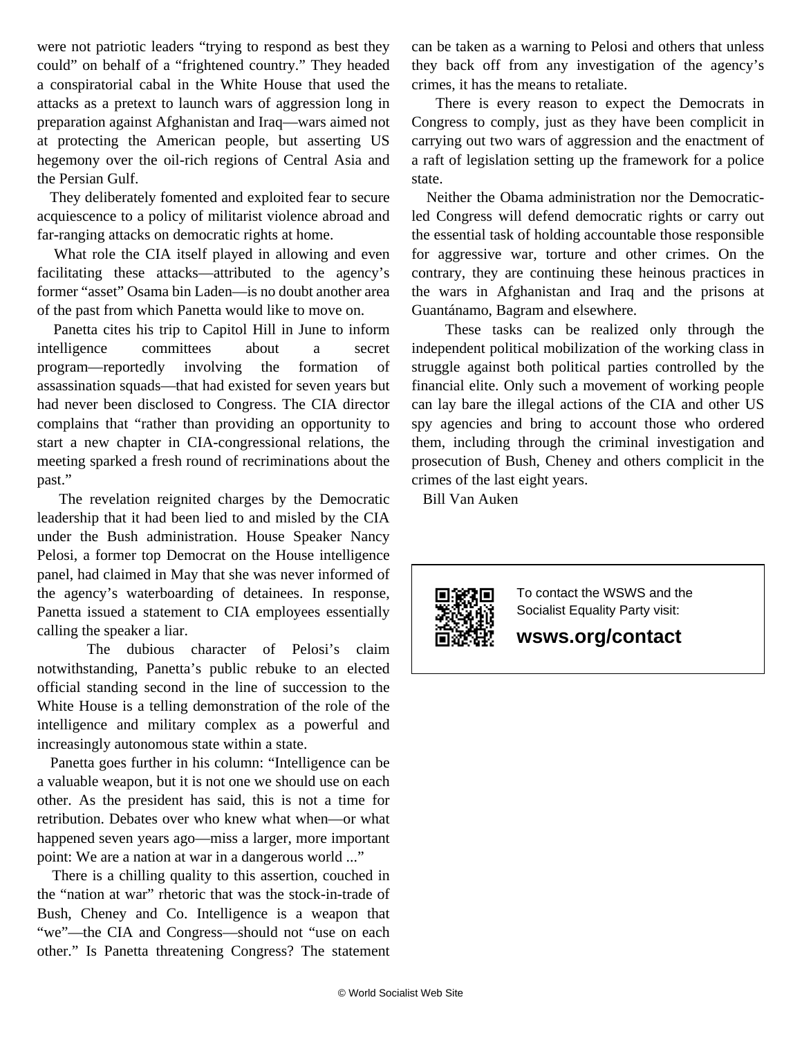were not patriotic leaders "trying to respond as best they could" on behalf of a "frightened country." They headed a conspiratorial cabal in the White House that used the attacks as a pretext to launch wars of aggression long in preparation against Afghanistan and Iraq—wars aimed not at protecting the American people, but asserting US hegemony over the oil-rich regions of Central Asia and the Persian Gulf.

They deliberately fomented and exploited fear to secure acquiescence to a policy of militarist violence abroad and far-ranging attacks on democratic rights at home.

What role the CIA itself played in allowing and even facilitating these attacks—attributed to the agency's former "asset" Osama bin Laden—is no doubt another area of the past from which Panetta would like to move on.

Panetta cites his trip to Capitol Hill in June to inform intelligence committees about a secret program—reportedly involving the formation of assassination squads—that had existed for seven years but had never been disclosed to Congress. The CIA director complains that "rather than providing an opportunity to start a new chapter in CIA-congressional relations, the meeting sparked a fresh round of recriminations about the past."

The revelation reignited charges by the Democratic leadership that it had been lied to and misled by the CIA under the Bush administration. House Speaker Nancy Pelosi, a former top Democrat on the House intelligence panel, had claimed in May that she was never informed of the agency's waterboarding of detainees. In response, Panetta issued a statement to CIA employees essentially calling the speaker a liar.

The dubious character of Pelosi's claim notwithstanding, Panetta's public rebuke to an elected official standing second in the line of succession to the White House is a telling demonstration of the role of the intelligence and military complex as a powerful and increasingly autonomous state within a state.

Panetta goes further in his column: "Intelligence can be a valuable weapon, but it is not one we should use on each other. As the president has said, this is not a time for retribution. Debates over who knew what when—or what happened seven years ago—miss a larger, more important point: We are a nation at war in a dangerous world ..."

There is a chilling quality to this assertion, couched in the "nation at war" rhetoric that was the stock-in-trade of Bush, Cheney and Co. Intelligence is a weapon that "we"—the CIA and Congress—should not "use on each other." Is Panetta threatening Congress? The statement can be taken as a warning to Pelosi and others that unless they back off from any investigation of the agency's crimes, it has the means to retaliate.

There is every reason to expect the Democrats in Congress to comply, just as they have been complicit in carrying out two wars of aggression and the enactment of a raft of legislation setting up the framework for a police state.

Neither the Obama administration nor the Democratic-led Congress will defend democratic rights or carry out the essential task of holding accountable those responsible for aggressive war, torture and other crimes. On the contrary, they are continuing these heinous practices in the wars in Afghanistan and Iraq and the prisons at Guantánamo, Bagram and elsewhere.

These tasks can be realized only through the independent political mobilization of the working class in struggle against both political parties controlled by the financial elite. Only such a movement of working people can lay bare the illegal actions of the CIA and other US spy agencies and bring to account those who ordered them, including through the criminal investigation and prosecution of Bush, Cheney and others complicit in the crimes of the last eight years.

Bill Van Auken

To contact the WSWS and the Socialist Equality Party visit:

**wsws.org/contact**